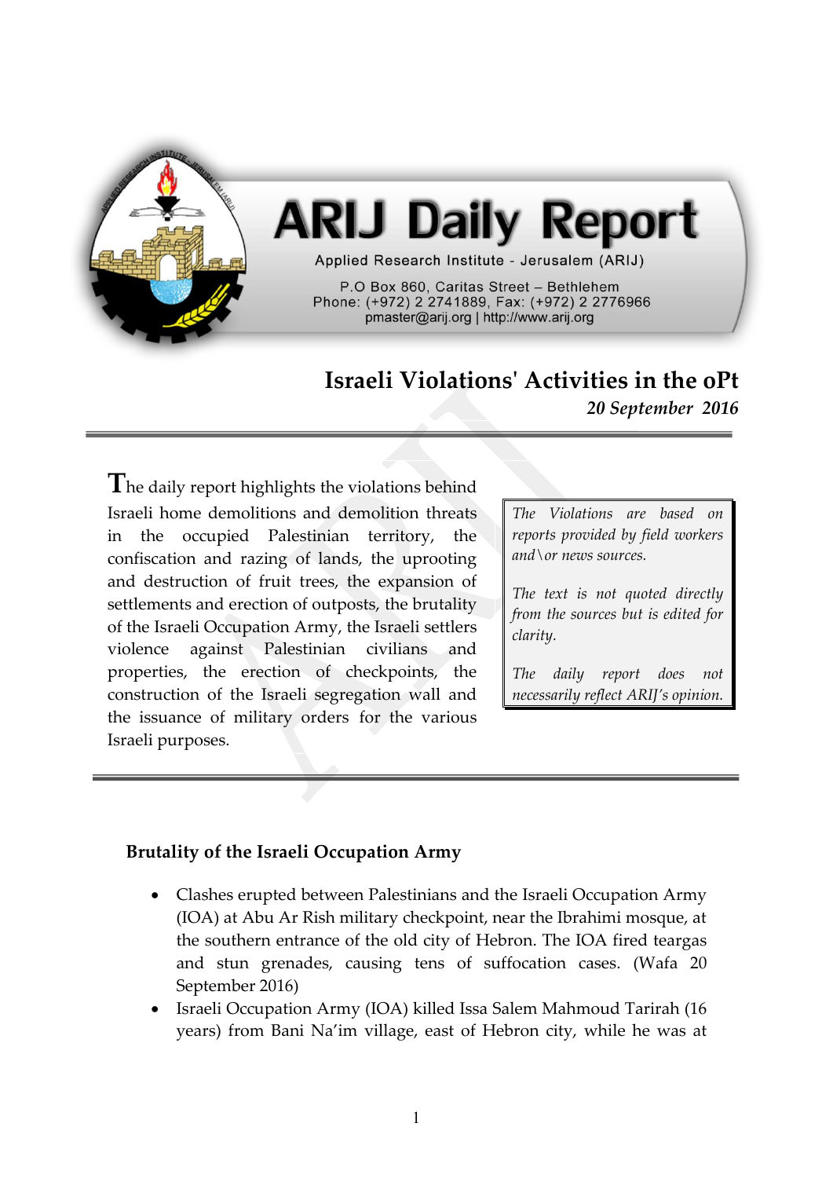# ARIJ Daily Report

Applied Research Institute - Jerusalem (ARIJ)

P.O Box 860, Caritas Street – Bethlehem
Phone: (+972) 2 2741889, Fax: (+972) 2 2776966
pmaster@arij.org | http://www.arij.org

## Israeli Violations' Activities in the oPt

*20 September 2016*

---

The daily report highlights the violations behind Israeli home demolitions and demolition threats in the occupied Palestinian territory, the confiscation and razing of lands, the uprooting and destruction of fruit trees, the expansion of settlements and erection of outposts, the brutality of the Israeli Occupation Army, the Israeli settlers violence against Palestinian civilians and properties, the erection of checkpoints, the construction of the Israeli segregation wall and the issuance of military orders for the various Israeli purposes.

*The Violations are based on reports provided by field workers and\or news sources.*

*The text is not quoted directly from the sources but is edited for clarity.*

*The daily report does not necessarily reflect ARIJ's opinion.*

---

### Brutality of the Israeli Occupation Army

- Clashes erupted between Palestinians and the Israeli Occupation Army (IOA) at Abu Ar Rish military checkpoint, near the Ibrahimi mosque, at the southern entrance of the old city of Hebron. The IOA fired teargas and stun grenades, causing tens of suffocation cases. (Wafa 20 September 2016)
- Israeli Occupation Army (IOA) killed Issa Salem Mahmoud Tarirah (16 years) from Bani Na'im village, east of Hebron city, while he was at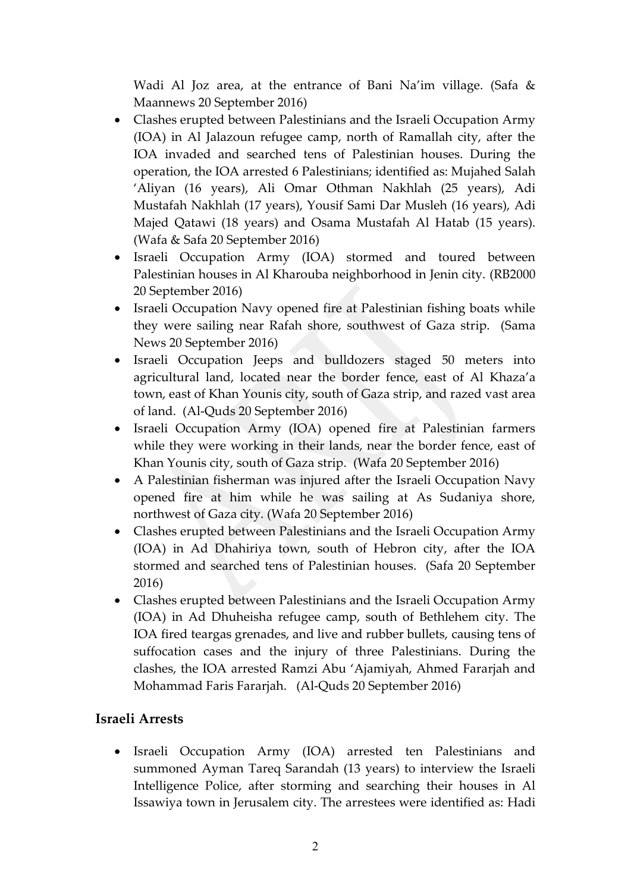Wadi Al Joz area, at the entrance of Bani Na'im village. (Safa & Maannews 20 September 2016)

- Clashes erupted between Palestinians and the Israeli Occupation Army (IOA) in Al Jalazoun refugee camp, north of Ramallah city, after the IOA invaded and searched tens of Palestinian houses. During the operation, the IOA arrested 6 Palestinians; identified as: Mujahed Salah 'Aliyan (16 years), Ali Omar Othman Nakhlah (25 years), Adi Mustafah Nakhlah (17 years), Yousif Sami Dar Musleh (16 years), Adi Majed Qatawi (18 years) and Osama Mustafah Al Hatab (15 years). (Wafa & Safa 20 September 2016)
- Israeli Occupation Army (IOA) stormed and toured between Palestinian houses in Al Kharouba neighborhood in Jenin city. (RB2000 20 September 2016)
- Israeli Occupation Navy opened fire at Palestinian fishing boats while they were sailing near Rafah shore, southwest of Gaza strip. (Sama News 20 September 2016)
- Israeli Occupation Jeeps and bulldozers staged 50 meters into agricultural land, located near the border fence, east of Al Khaza'a town, east of Khan Younis city, south of Gaza strip, and razed vast area of land. (Al-Quds 20 September 2016)
- Israeli Occupation Army (IOA) opened fire at Palestinian farmers while they were working in their lands, near the border fence, east of Khan Younis city, south of Gaza strip. (Wafa 20 September 2016)
- A Palestinian fisherman was injured after the Israeli Occupation Navy opened fire at him while he was sailing at As Sudaniya shore, northwest of Gaza city. (Wafa 20 September 2016)
- Clashes erupted between Palestinians and the Israeli Occupation Army (IOA) in Ad Dhahiriya town, south of Hebron city, after the IOA stormed and searched tens of Palestinian houses. (Safa 20 September 2016)
- Clashes erupted between Palestinians and the Israeli Occupation Army (IOA) in Ad Dhuheisha refugee camp, south of Bethlehem city. The IOA fired teargas grenades, and live and rubber bullets, causing tens of suffocation cases and the injury of three Palestinians. During the clashes, the IOA arrested Ramzi Abu 'Ajamiyah, Ahmed Fararjah and Mohammad Faris Fararjah. (Al-Quds 20 September 2016)

## Israeli Arrests

- Israeli Occupation Army (IOA) arrested ten Palestinians and summoned Ayman Tareq Sarandah (13 years) to interview the Israeli Intelligence Police, after storming and searching their houses in Al Issawiya town in Jerusalem city. The arrestees were identified as: Hadi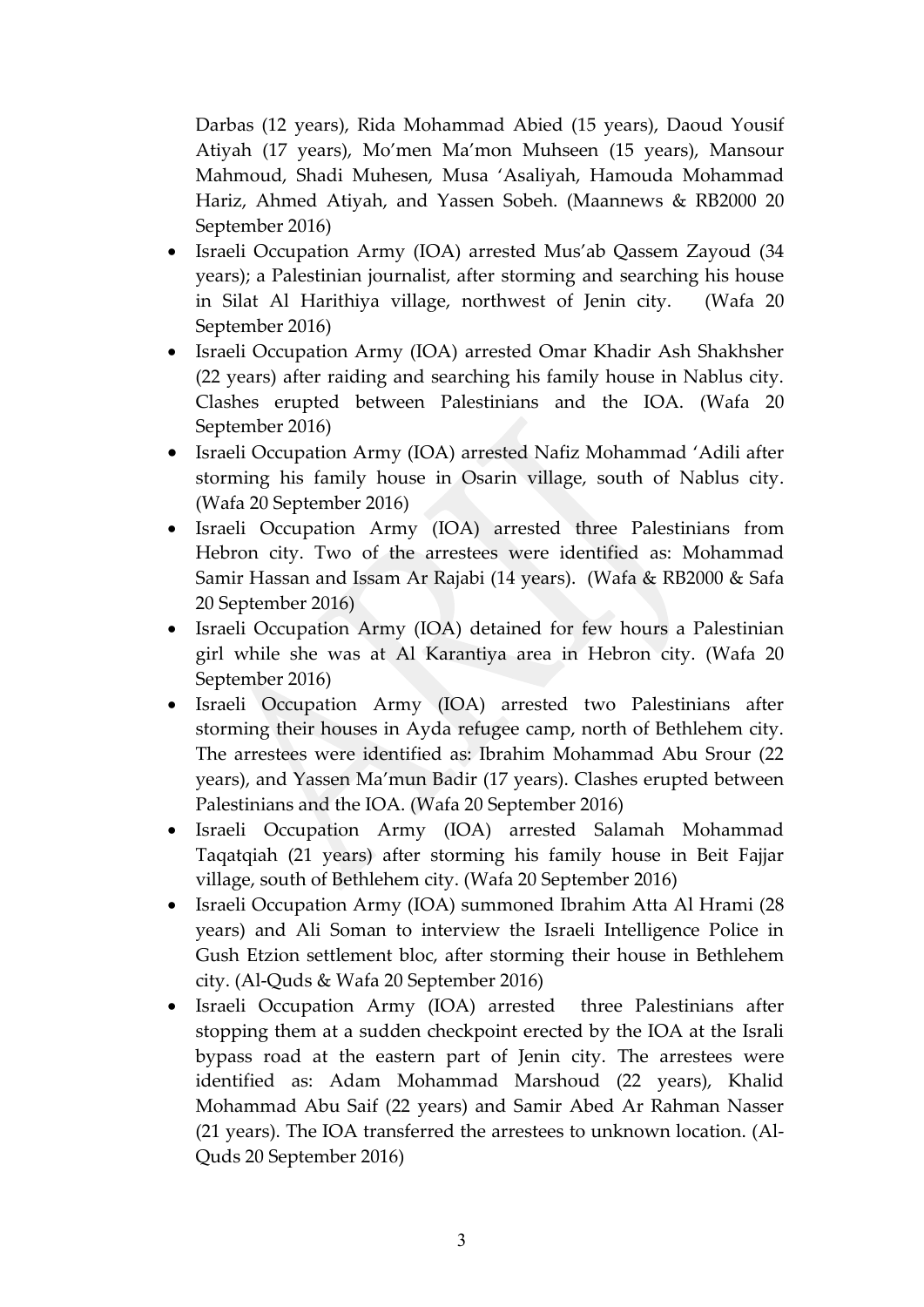Darbas (12 years), Rida Mohammad Abied (15 years), Daoud Yousif Atiyah (17 years), Mo'men Ma'mon Muhseen (15 years), Mansour Mahmoud, Shadi Muhesen, Musa 'Asaliyah, Hamouda Mohammad Hariz, Ahmed Atiyah, and Yassen Sobeh. (Maannews & RB2000 20 September 2016)

- Israeli Occupation Army (IOA) arrested Mus'ab Qassem Zayoud (34 years); a Palestinian journalist, after storming and searching his house in Silat Al Harithiya village, northwest of Jenin city. (Wafa 20 September 2016)
- Israeli Occupation Army (IOA) arrested Omar Khadir Ash Shakhsher (22 years) after raiding and searching his family house in Nablus city. Clashes erupted between Palestinians and the IOA. (Wafa 20 September 2016)
- Israeli Occupation Army (IOA) arrested Nafiz Mohammad 'Adili after storming his family house in Osarin village, south of Nablus city. (Wafa 20 September 2016)
- Israeli Occupation Army (IOA) arrested three Palestinians from Hebron city. Two of the arrestees were identified as: Mohammad Samir Hassan and Issam Ar Rajabi (14 years). (Wafa & RB2000 & Safa 20 September 2016)
- Israeli Occupation Army (IOA) detained for few hours a Palestinian girl while she was at Al Karantiya area in Hebron city. (Wafa 20 September 2016)
- Israeli Occupation Army (IOA) arrested two Palestinians after storming their houses in Ayda refugee camp, north of Bethlehem city. The arrestees were identified as: Ibrahim Mohammad Abu Srour (22 years), and Yassen Ma'mun Badir (17 years). Clashes erupted between Palestinians and the IOA. (Wafa 20 September 2016)
- Israeli Occupation Army (IOA) arrested Salamah Mohammad Taqatqiah (21 years) after storming his family house in Beit Fajjar village, south of Bethlehem city. (Wafa 20 September 2016)
- Israeli Occupation Army (IOA) summoned Ibrahim Atta Al Hrami (28 years) and Ali Soman to interview the Israeli Intelligence Police in Gush Etzion settlement bloc, after storming their house in Bethlehem city. (Al-Quds & Wafa 20 September 2016)
- Israeli Occupation Army (IOA) arrested three Palestinians after stopping them at a sudden checkpoint erected by the IOA at the Israli bypass road at the eastern part of Jenin city. The arrestees were identified as: Adam Mohammad Marshoud (22 years), Khalid Mohammad Abu Saif (22 years) and Samir Abed Ar Rahman Nasser (21 years). The IOA transferred the arrestees to unknown location. (Al-Quds 20 September 2016)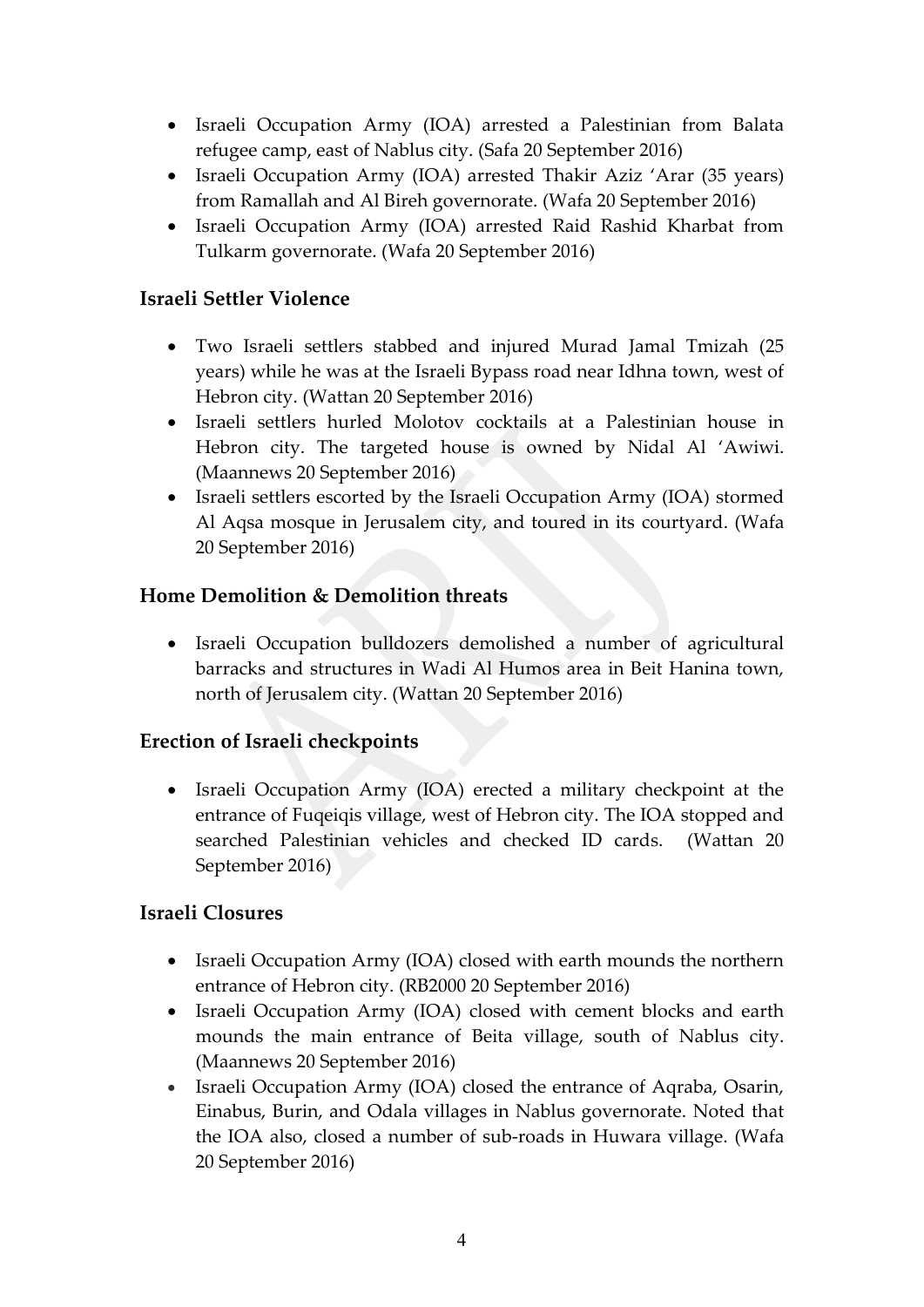- Israeli Occupation Army (IOA) arrested a Palestinian from Balata refugee camp, east of Nablus city. (Safa 20 September 2016)
- Israeli Occupation Army (IOA) arrested Thakir Aziz 'Arar (35 years) from Ramallah and Al Bireh governorate. (Wafa 20 September 2016)
- Israeli Occupation Army (IOA) arrested Raid Rashid Kharbat from Tulkarm governorate. (Wafa 20 September 2016)

### Israeli Settler Violence

- Two Israeli settlers stabbed and injured Murad Jamal Tmizah (25 years) while he was at the Israeli Bypass road near Idhna town, west of Hebron city. (Wattan 20 September 2016)
- Israeli settlers hurled Molotov cocktails at a Palestinian house in Hebron city. The targeted house is owned by Nidal Al 'Awiwi. (Maannews 20 September 2016)
- Israeli settlers escorted by the Israeli Occupation Army (IOA) stormed Al Aqsa mosque in Jerusalem city, and toured in its courtyard. (Wafa 20 September 2016)

### Home Demolition & Demolition threats

- Israeli Occupation bulldozers demolished a number of agricultural barracks and structures in Wadi Al Humos area in Beit Hanina town, north of Jerusalem city. (Wattan 20 September 2016)

### Erection of Israeli checkpoints

- Israeli Occupation Army (IOA) erected a military checkpoint at the entrance of Fuqeiqis village, west of Hebron city. The IOA stopped and searched Palestinian vehicles and checked ID cards. (Wattan 20 September 2016)

### Israeli Closures

- Israeli Occupation Army (IOA) closed with earth mounds the northern entrance of Hebron city. (RB2000 20 September 2016)
- Israeli Occupation Army (IOA) closed with cement blocks and earth mounds the main entrance of Beita village, south of Nablus city. (Maannews 20 September 2016)
- Israeli Occupation Army (IOA) closed the entrance of Aqraba, Osarin, Einabus, Burin, and Odala villages in Nablus governorate. Noted that the IOA also, closed a number of sub-roads in Huwara village. (Wafa 20 September 2016)